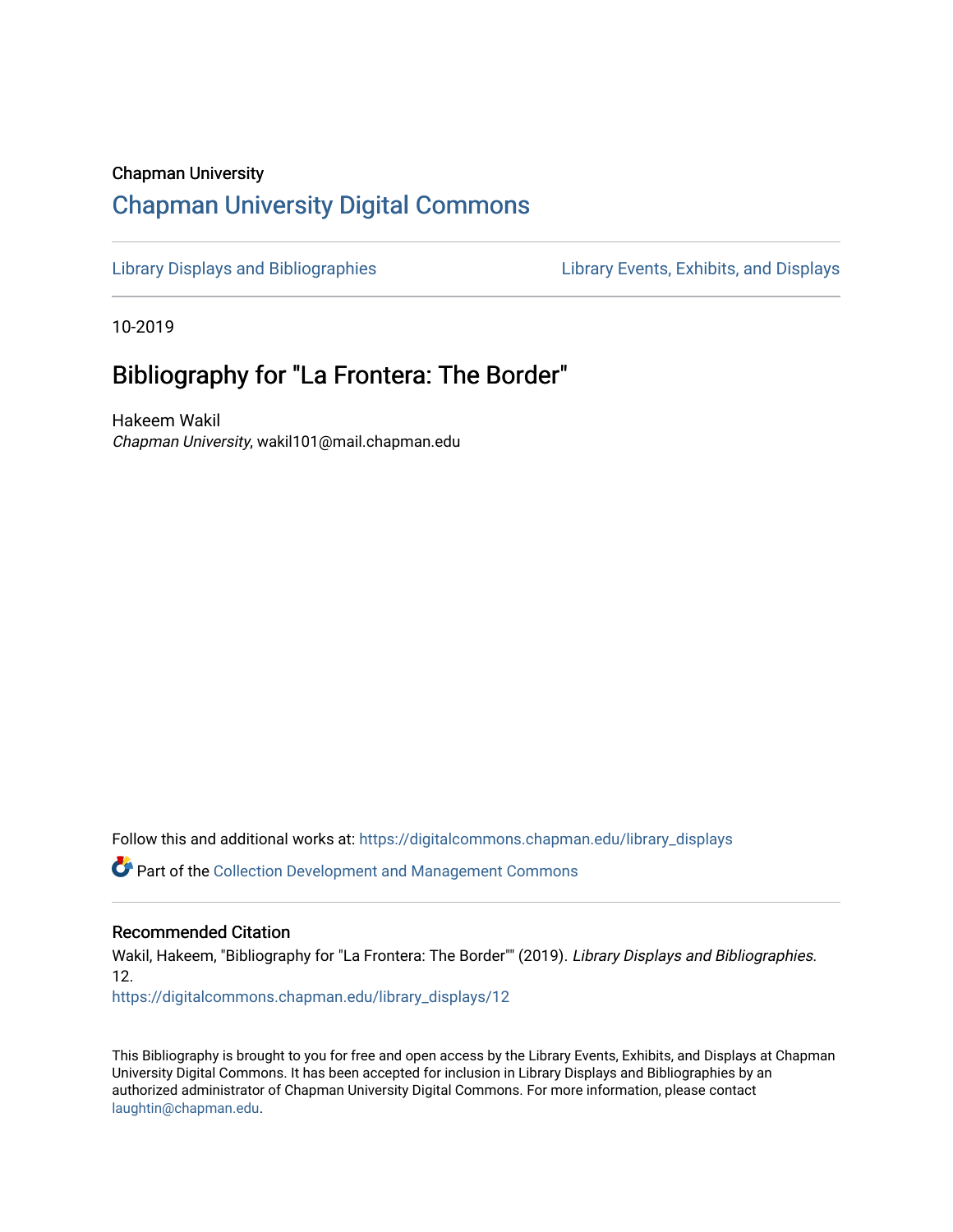Chapman University

# Chapman University Digital Commons

Library Displays and Bibliographies | Library Events, Exhibits, and Displays

10-2019

## Bibliography for "La Frontera: The Border"

Hakeem Wakil
*Chapman University*, wakil101@mail.chapman.edu

Follow this and additional works at: https://digitalcommons.chapman.edu/library_displays

Part of the Collection Development and Management Commons

### Recommended Citation

Wakil, Hakeem, "Bibliography for "La Frontera: The Border"" (2019). *Library Displays and Bibliographies*. 12.
https://digitalcommons.chapman.edu/library_displays/12

This Bibliography is brought to you for free and open access by the Library Events, Exhibits, and Displays at Chapman University Digital Commons. It has been accepted for inclusion in Library Displays and Bibliographies by an authorized administrator of Chapman University Digital Commons. For more information, please contact laughtin@chapman.edu.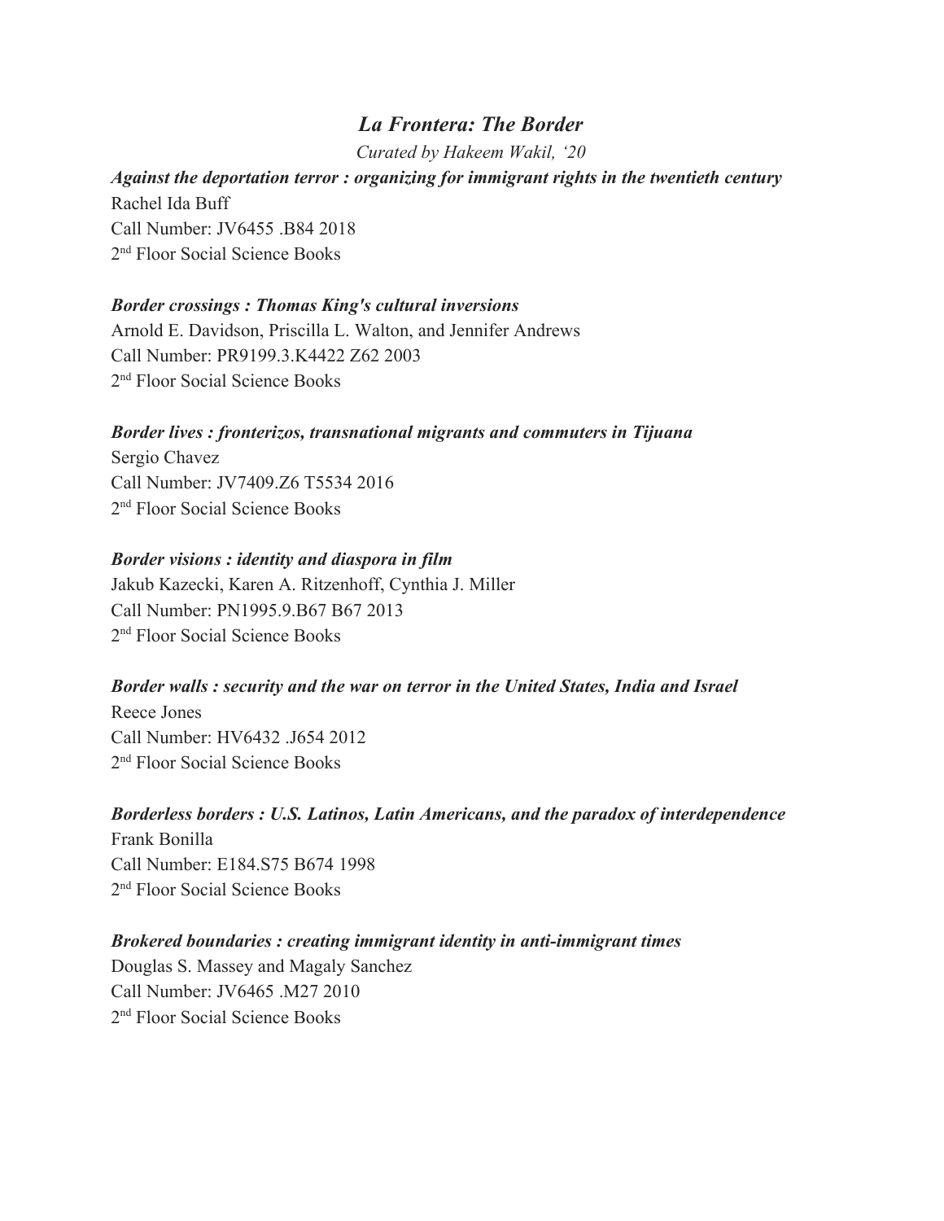## *La Frontera: The Border*

*Curated by Hakeem Wakil, '20*

***Against the deportation terror : organizing for immigrant rights in the twentieth century***
Rachel Ida Buff
Call Number: JV6455 .B84 2018
2nd Floor Social Science Books

***Border crossings : Thomas King's cultural inversions***
Arnold E. Davidson, Priscilla L. Walton, and Jennifer Andrews
Call Number: PR9199.3.K4422 Z62 2003
2nd Floor Social Science Books

***Border lives : fronterizos, transnational migrants and commuters in Tijuana***
Sergio Chavez
Call Number: JV7409.Z6 T5534 2016
2nd Floor Social Science Books

***Border visions : identity and diaspora in film***
Jakub Kazecki, Karen A. Ritzenhoff, Cynthia J. Miller
Call Number: PN1995.9.B67 B67 2013
2nd Floor Social Science Books

***Border walls : security and the war on terror in the United States, India and Israel***
Reece Jones
Call Number: HV6432 .J654 2012
2nd Floor Social Science Books

***Borderless borders : U.S. Latinos, Latin Americans, and the paradox of interdependence***
Frank Bonilla
Call Number: E184.S75 B674 1998
2nd Floor Social Science Books

***Brokered boundaries : creating immigrant identity in anti-immigrant times***
Douglas S. Massey and Magaly Sanchez
Call Number: JV6465 .M27 2010
2nd Floor Social Science Books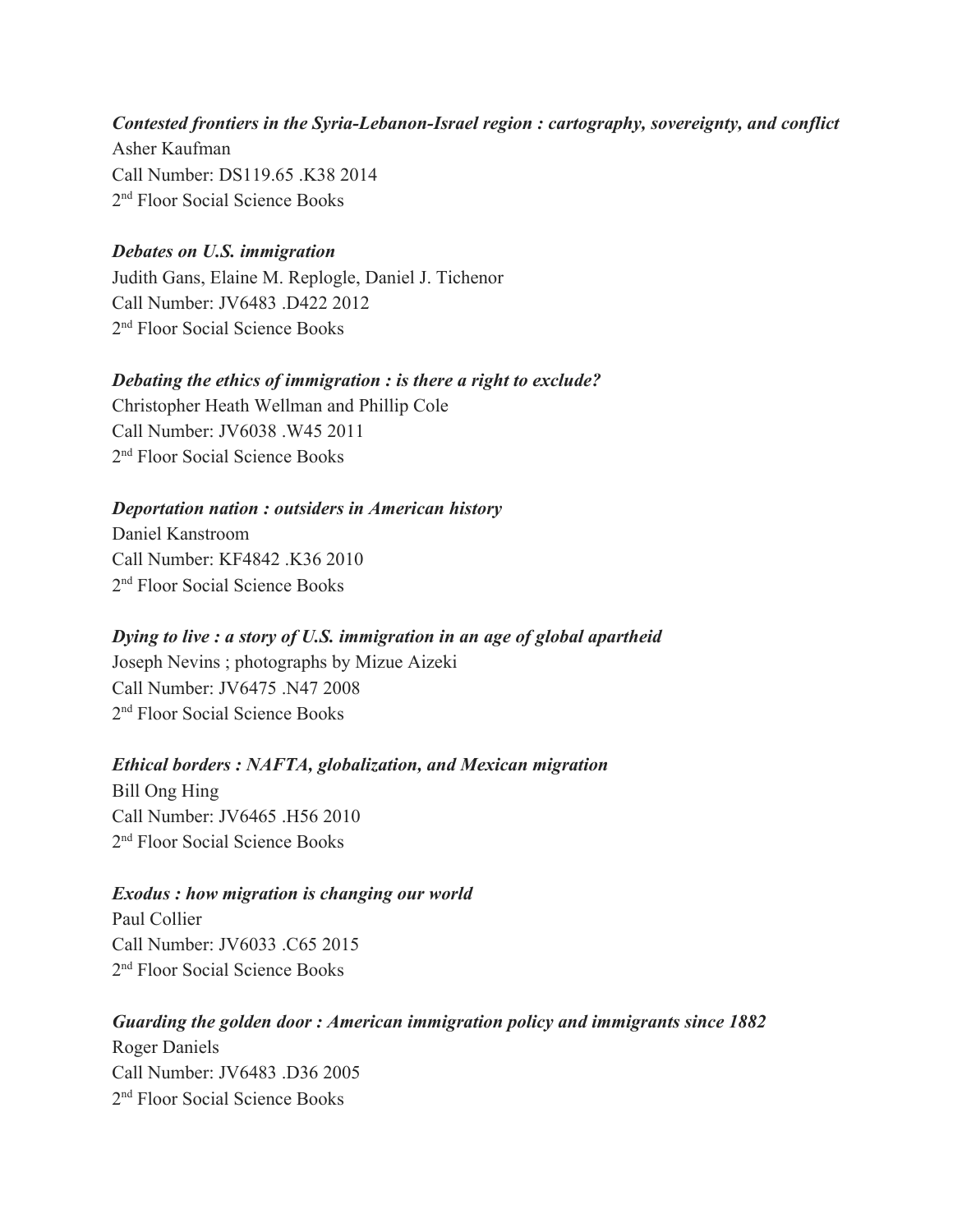***Contested frontiers in the Syria-Lebanon-Israel region : cartography, sovereignty, and conflict***
Asher Kaufman
Call Number: DS119.65 .K38 2014
2nd Floor Social Science Books

***Debates on U.S. immigration***
Judith Gans, Elaine M. Replogle, Daniel J. Tichenor
Call Number: JV6483 .D422 2012
2nd Floor Social Science Books

***Debating the ethics of immigration : is there a right to exclude?***
Christopher Heath Wellman and Phillip Cole
Call Number: JV6038 .W45 2011
2nd Floor Social Science Books

***Deportation nation : outsiders in American history***
Daniel Kanstroom
Call Number: KF4842 .K36 2010
2nd Floor Social Science Books

***Dying to live : a story of U.S. immigration in an age of global apartheid***
Joseph Nevins ; photographs by Mizue Aizeki
Call Number: JV6475 .N47 2008
2nd Floor Social Science Books

***Ethical borders : NAFTA, globalization, and Mexican migration***
Bill Ong Hing
Call Number: JV6465 .H56 2010
2nd Floor Social Science Books

***Exodus : how migration is changing our world***
Paul Collier
Call Number: JV6033 .C65 2015
2nd Floor Social Science Books

***Guarding the golden door : American immigration policy and immigrants since 1882***
Roger Daniels
Call Number: JV6483 .D36 2005
2nd Floor Social Science Books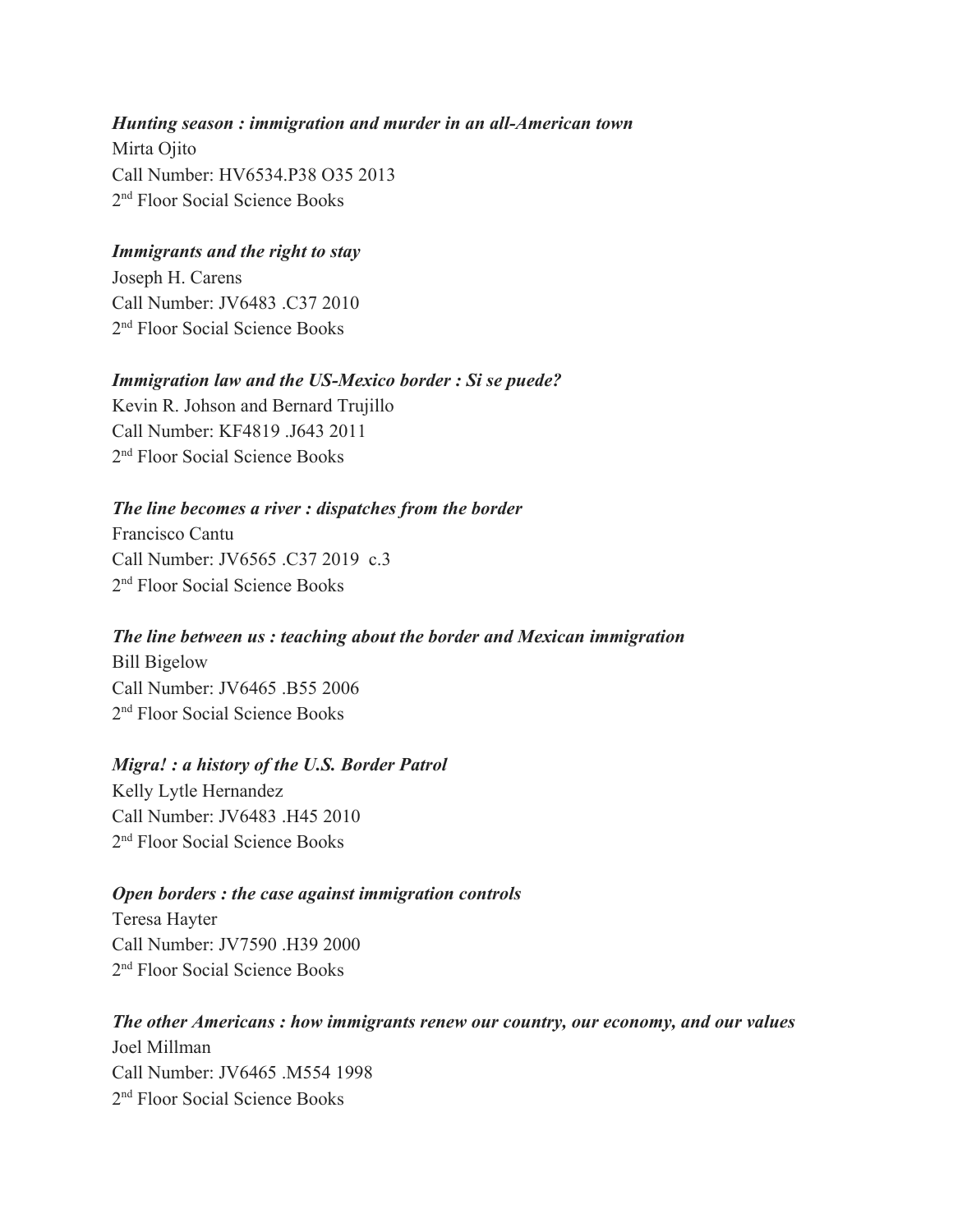***Hunting season : immigration and murder in an all-American town***
Mirta Ojito
Call Number: HV6534.P38 O35 2013
2nd Floor Social Science Books

***Immigrants and the right to stay***
Joseph H. Carens
Call Number: JV6483 .C37 2010
2nd Floor Social Science Books

***Immigration law and the US-Mexico border : Si se puede?***
Kevin R. Johson and Bernard Trujillo
Call Number: KF4819 .J643 2011
2nd Floor Social Science Books

***The line becomes a river : dispatches from the border***
Francisco Cantu
Call Number: JV6565 .C37 2019 c.3
2nd Floor Social Science Books

***The line between us : teaching about the border and Mexican immigration***
Bill Bigelow
Call Number: JV6465 .B55 2006
2nd Floor Social Science Books

***Migra! : a history of the U.S. Border Patrol***
Kelly Lytle Hernandez
Call Number: JV6483 .H45 2010
2nd Floor Social Science Books

***Open borders : the case against immigration controls***
Teresa Hayter
Call Number: JV7590 .H39 2000
2nd Floor Social Science Books

***The other Americans : how immigrants renew our country, our economy, and our values***
Joel Millman
Call Number: JV6465 .M554 1998
2nd Floor Social Science Books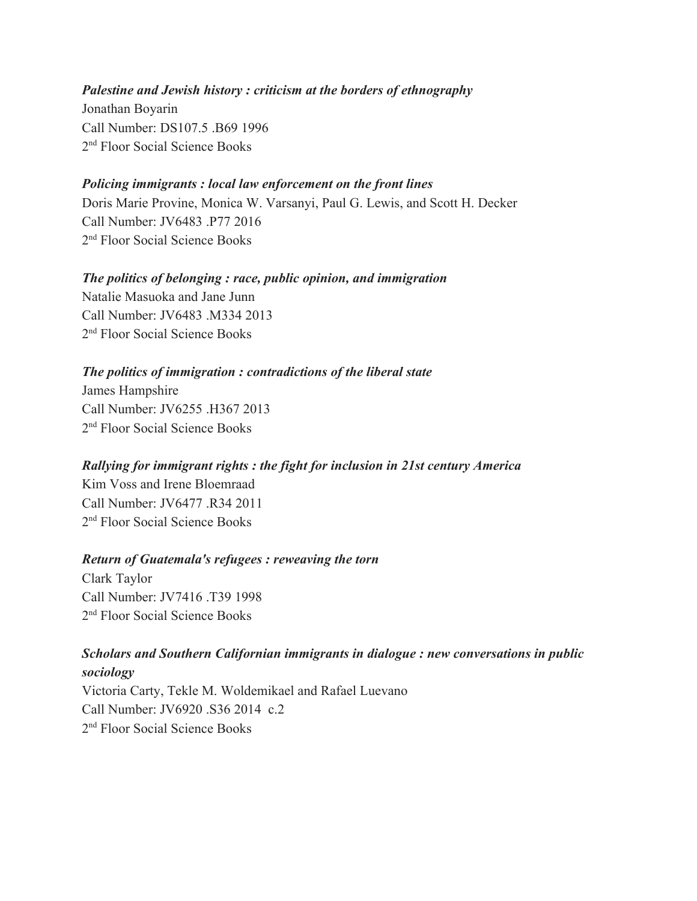***Palestine and Jewish history : criticism at the borders of ethnography***
Jonathan Boyarin
Call Number: DS107.5 .B69 1996
2nd Floor Social Science Books

***Policing immigrants : local law enforcement on the front lines***
Doris Marie Provine, Monica W. Varsanyi, Paul G. Lewis, and Scott H. Decker
Call Number: JV6483 .P77 2016
2nd Floor Social Science Books

***The politics of belonging : race, public opinion, and immigration***
Natalie Masuoka and Jane Junn
Call Number: JV6483 .M334 2013
2nd Floor Social Science Books

***The politics of immigration : contradictions of the liberal state***
James Hampshire
Call Number: JV6255 .H367 2013
2nd Floor Social Science Books

***Rallying for immigrant rights : the fight for inclusion in 21st century America***
Kim Voss and Irene Bloemraad
Call Number: JV6477 .R34 2011
2nd Floor Social Science Books

***Return of Guatemala's refugees : reweaving the torn***
Clark Taylor
Call Number: JV7416 .T39 1998
2nd Floor Social Science Books

***Scholars and Southern Californian immigrants in dialogue : new conversations in public sociology***
Victoria Carty, Tekle M. Woldemikael and Rafael Luevano
Call Number: JV6920 .S36 2014 c.2
2nd Floor Social Science Books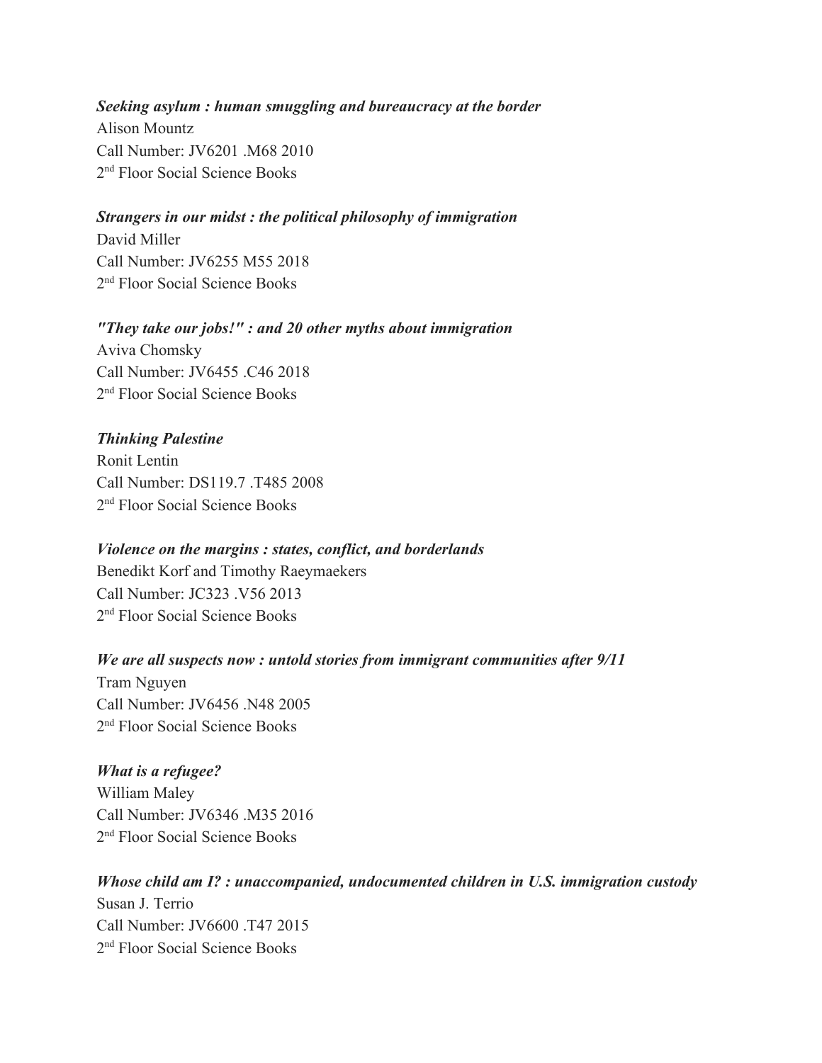***Seeking asylum : human smuggling and bureaucracy at the border***
Alison Mountz
Call Number: JV6201 .M68 2010
2nd Floor Social Science Books

***Strangers in our midst : the political philosophy of immigration***
David Miller
Call Number: JV6255 M55 2018
2nd Floor Social Science Books

***"They take our jobs!" : and 20 other myths about immigration***
Aviva Chomsky
Call Number: JV6455 .C46 2018
2nd Floor Social Science Books

***Thinking Palestine***
Ronit Lentin
Call Number: DS119.7 .T485 2008
2nd Floor Social Science Books

***Violence on the margins : states, conflict, and borderlands***
Benedikt Korf and Timothy Raeymaekers
Call Number: JC323 .V56 2013
2nd Floor Social Science Books

***We are all suspects now : untold stories from immigrant communities after 9/11***
Tram Nguyen
Call Number: JV6456 .N48 2005
2nd Floor Social Science Books

***What is a refugee?***
William Maley
Call Number: JV6346 .M35 2016
2nd Floor Social Science Books

***Whose child am I? : unaccompanied, undocumented children in U.S. immigration custody***
Susan J. Terrio
Call Number: JV6600 .T47 2015
2nd Floor Social Science Books